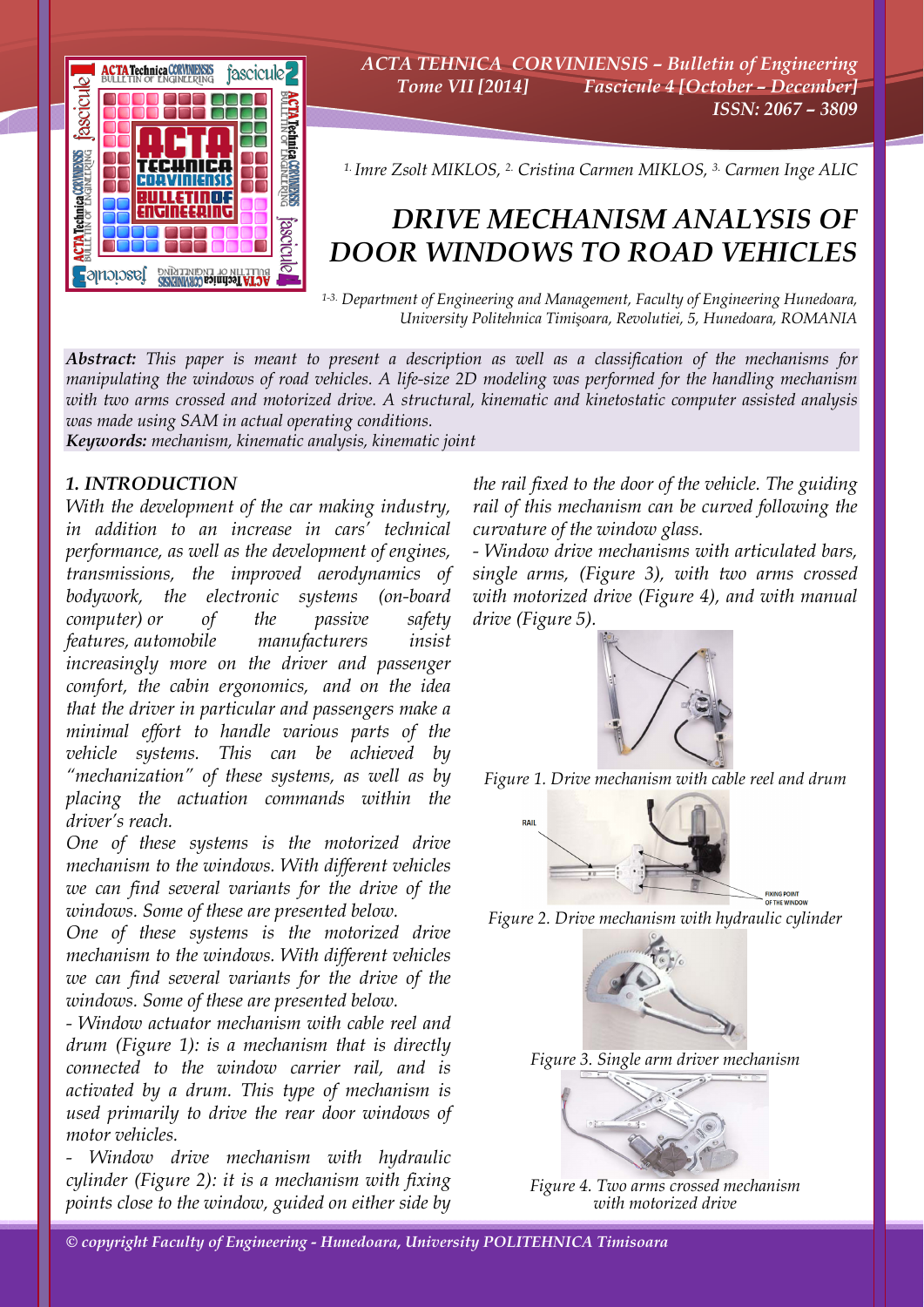[1.] Imre Zsolt MIKLOS, [2.] Cristina Carmen MIKLOS, [3.] Carmen Inge ALIC

# DRIVE MECHANISM ANALYSIS OF DOOR WINDOWS TO ROAD VEHICLES

[1-3.] Department of Engineering and Management, Faculty of Engineering Hunedoara, University Politehnica Timişoara, Revolutiei, 5, Hunedoara, ROMANIA

***Abstract:*** *This paper is meant to present a description as well as a classification of the mechanisms for manipulating the windows of road vehicles. A life-size 2D modeling was performed for the handling mechanism with two arms crossed and motorized drive. A structural, kinematic and kinetostatic computer assisted analysis was made using SAM in actual operating conditions.*

***Keywords:*** *mechanism, kinematic analysis, kinematic joint*

## 1. INTRODUCTION

With the development of the car making industry, in addition to an increase in cars' technical performance, as well as the development of engines, transmissions, the improved aerodynamics of bodywork, the electronic systems (on-board computer) or of the passive safety features, automobile manufacturers insist increasingly more on the driver and passenger comfort, the cabin ergonomics, and on the idea that the driver in particular and passengers make a minimal effort to handle various parts of the vehicle systems. This can be achieved by "mechanization" of these systems, as well as by placing the actuation commands within the driver's reach.

One of these systems is the motorized drive mechanism to the windows. With different vehicles we can find several variants for the drive of the windows. Some of these are presented below.

One of these systems is the motorized drive mechanism to the windows. With different vehicles we can find several variants for the drive of the windows. Some of these are presented below.

- Window actuator mechanism with cable reel and drum (Figure 1): is a mechanism that is directly connected to the window carrier rail, and is activated by a drum. This type of mechanism is used primarily to drive the rear door windows of motor vehicles.

- Window drive mechanism with hydraulic cylinder (Figure 2): it is a mechanism with fixing points close to the window, guided on either side by the rail fixed to the door of the vehicle. The guiding rail of this mechanism can be curved following the curvature of the window glass.

- Window drive mechanisms with articulated bars, single arms, (Figure 3), with two arms crossed with motorized drive (Figure 4), and with manual drive (Figure 5).

Figure 1. Drive mechanism with cable reel and drum

Figure 2. Drive mechanism with hydraulic cylinder

Figure 3. Single arm driver mechanism

Figure 4. Two arms crossed mechanism with motorized drive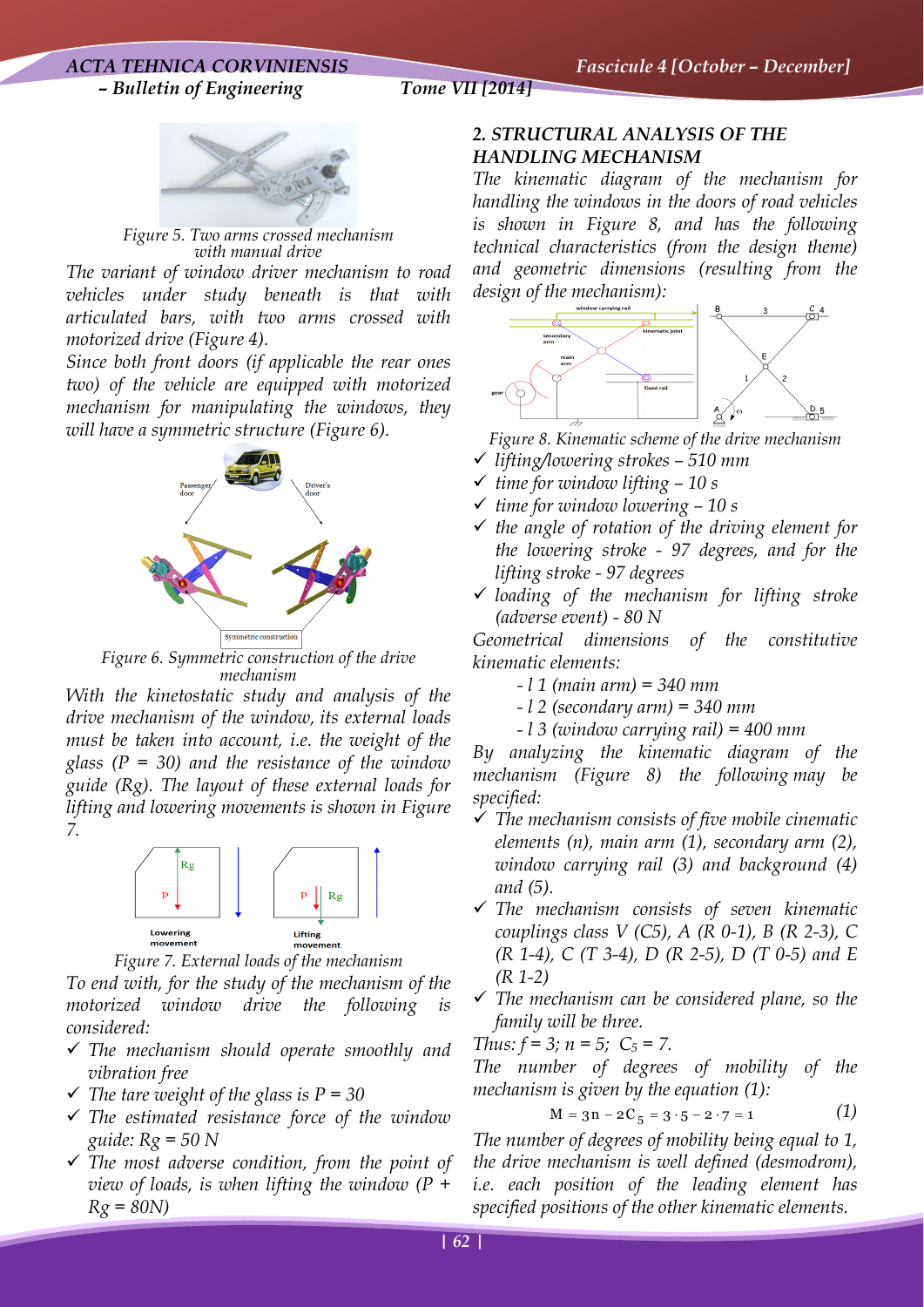Figure 5. Two arms crossed mechanism with manual drive

The variant of window driver mechanism to road vehicles under study beneath is that with articulated bars, with two arms crossed with motorized drive (Figure 4).

Since both front doors (if applicable the rear ones two) of the vehicle are equipped with motorized mechanism for manipulating the windows, they will have a symmetric structure (Figure 6).

Figure 6. Symmetric construction of the drive mechanism

With the kinetostatic study and analysis of the drive mechanism of the window, its external loads must be taken into account, i.e. the weight of the glass (P = 30) and the resistance of the window guide (Rg). The layout of these external loads for lifting and lowering movements is shown in Figure 7.

Figure 7. External loads of the mechanism

To end with, for the study of the mechanism of the motorized window drive the following is considered:

- ✓ The mechanism should operate smoothly and vibration free
- ✓ The tare weight of the glass is P = 30
- ✓ The estimated resistance force of the window guide: Rg = 50 N
- ✓ The most adverse condition, from the point of view of loads, is when lifting the window (P + Rg = 80N)

## 2. STRUCTURAL ANALYSIS OF THE HANDLING MECHANISM

The kinematic diagram of the mechanism for handling the windows in the doors of road vehicles is shown in Figure 8, and has the following technical characteristics (from the design theme) and geometric dimensions (resulting from the design of the mechanism):

Figure 8. Kinematic scheme of the drive mechanism

- ✓ lifting/lowering strokes – 510 mm
- ✓ time for window lifting – 10 s
- ✓ time for window lowering – 10 s
- ✓ the angle of rotation of the driving element for the lowering stroke - 97 degrees, and for the lifting stroke - 97 degrees
- ✓ loading of the mechanism for lifting stroke (adverse event) - 80 N

Geometrical dimensions of the constitutive kinematic elements:

- l 1 (main arm) = 340 mm
- l 2 (secondary arm) = 340 mm
- l 3 (window carrying rail) = 400 mm

By analyzing the kinematic diagram of the mechanism (Figure 8) the following may be specified:

- ✓ The mechanism consists of five mobile cinematic elements (n), main arm (1), secondary arm (2), window carrying rail (3) and background (4) and (5).
- ✓ The mechanism consists of seven kinematic couplings class V ($C_5$), A (R 0-1), B (R 2-3), C (R 1-4), C (T 3-4), D (R 2-5), D (T 0-5) and E (R 1-2)
- ✓ The mechanism can be considered plane, so the family will be three.

Thus: $f = 3$; $n = 5$; $C_5 = 7$.

The number of degrees of mobility of the mechanism is given by the equation (1):

$$M = 3n - 2C_5 = 3 \cdot 5 - 2 \cdot 7 = 1 \qquad (1)$$

The number of degrees of mobility being equal to 1, the drive mechanism is well defined (desmodrom), i.e. each position of the leading element has specified positions of the other kinematic elements.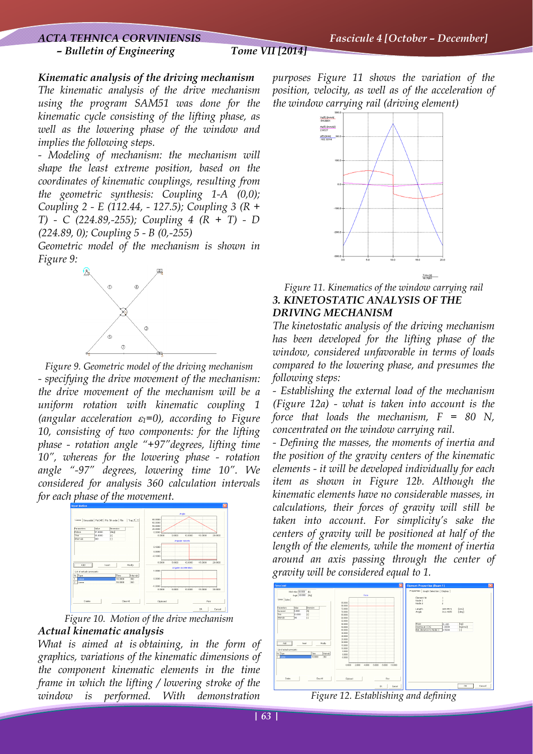***Kinematic analysis of the driving mechanism***

*The kinematic analysis of the drive mechanism using the program SAM51 was done for the kinematic cycle consisting of the lifting phase, as well as the lowering phase of the window and implies the following steps.*

*- Modeling of mechanism: the mechanism will shape the least extreme position, based on the coordinates of kinematic couplings, resulting from the geometric synthesis: Coupling 1-A (0,0); Coupling 2 - E (112.44, - 127.5); Coupling 3 (R + T) - C (224.89,-255); Coupling 4 (R + T) - D (224.89, 0); Coupling 5 - B (0,-255)*

*Geometric model of the mechanism is shown in Figure 9:*

*Figure 9. Geometric model of the driving mechanism*

*- specifying the drive movement of the mechanism: the drive movement of the mechanism will be a uniform rotation with kinematic coupling 1 (angular acceleration $\varepsilon_1$=0), according to Figure 10, consisting of two components: for the lifting phase - rotation angle "+97"degrees, lifting time 10", whereas for the lowering phase - rotation angle "-97" degrees, lowering time 10". We considered for analysis 360 calculation intervals for each phase of the movement.*

*Figure 10. Motion of the drive mechanism*

***Actual kinematic analysis***

*What is aimed at is obtaining, in the form of graphics, variations of the kinematic dimensions of the component kinematic elements in the time frame in which the lifting / lowering stroke of the window is performed. With demonstration purposes Figure 11 shows the variation of the position, velocity, as well as of the acceleration of the window carrying rail (driving element)*

*Figure 11. Kinematics of the window carrying rail*

## ***3. KINETOSTATIC ANALYSIS OF THE DRIVING MECHANISM***

*The kinetostatic analysis of the driving mechanism has been developed for the lifting phase of the window, considered unfavorable in terms of loads compared to the lowering phase, and presumes the following steps:*

*- Establishing the external load of the mechanism (Figure 12a) - what is taken into account is the force that loads the mechanism, F = 80 N, concentrated on the window carrying rail.*

*- Defining the masses, the moments of inertia and the position of the gravity centers of the kinematic elements - it will be developed individually for each item as shown in Figure 12b. Although the kinematic elements have no considerable masses, in calculations, their forces of gravity will still be taken into account. For simplicity's sake the centers of gravity will be positioned at half of the length of the elements, while the moment of inertia around an axis passing through the center of gravity will be considered equal to 1.*

*Figure 12. Establishing and defining*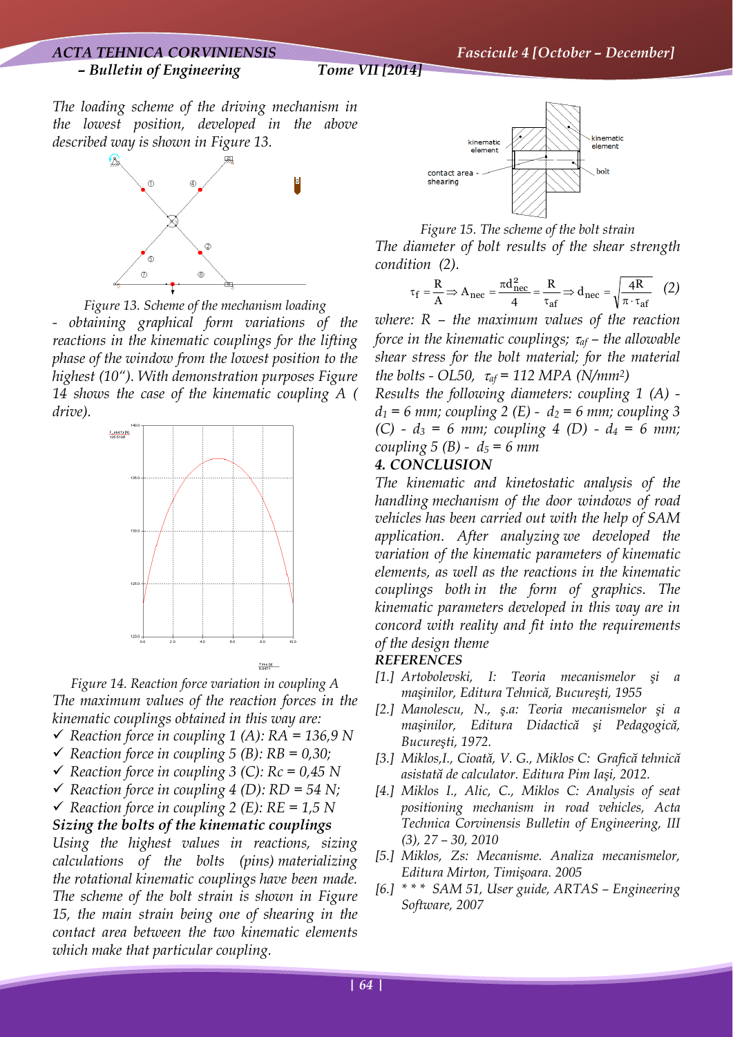The loading scheme of the driving mechanism in the lowest position, developed in the above described way is shown in Figure 13.

*Figure 13. Scheme of the mechanism loading*

- *obtaining graphical form variations of the reactions in the kinematic couplings for the lifting phase of the window from the lowest position to the highest (10"). With demonstration purposes Figure 14 shows the case of the kinematic coupling A ( drive).*

F_abs(1) [N]
135.5106
140.0
135.0
130.0
125.0
120.0
0.0
2.0
4.0
6.0
8.0
10.0
Time [s]
8.9471

*Figure 14. Reaction force variation in coupling A*

*The maximum values of the reaction forces in the kinematic couplings obtained in this way are:*

- ✓ *Reaction force in coupling 1 (A): RA = 136,9 N*
- ✓ *Reaction force in coupling 5 (B): RB = 0,30;*
- ✓ *Reaction force in coupling 3 (C): Rc = 0,45 N*
- ✓ *Reaction force in coupling 4 (D): RD = 54 N;*
- ✓ *Reaction force in coupling 2 (E): RE = 1,5 N*

### *Sizing the bolts of the kinematic couplings*

*Using the highest values in reactions, sizing calculations of the bolts (pins) materializing the rotational kinematic couplings have been made. The scheme of the bolt strain is shown in Figure 15, the main strain being one of shearing in the contact area between the two kinematic elements which make that particular coupling.*

kinematic element
kinematic element
contact area - shearing
bolt

*Figure 15. The scheme of the bolt strain*

*The diameter of bolt results of the shear strength condition (2).*

$$\tau_f = \frac{R}{A} \Rightarrow A_{nec} = \frac{\pi d_{nec}^2}{4} = \frac{R}{\tau_{af}} \Rightarrow d_{nec} = \sqrt{\frac{4R}{\pi \cdot \tau_{af}}} \quad (2)$$

*where: R – the maximum values of the reaction force in the kinematic couplings; $\tau_{af}$ – the allowable shear stress for the bolt material; for the material the bolts - OL50, $\tau_{af}$ = 112 MPA (N/mm²)*

*Results the following diameters: coupling 1 (A) - $d_1$ = 6 mm; coupling 2 (E) - $d_2$ = 6 mm; coupling 3 (C) - $d_3$ = 6 mm; coupling 4 (D) - $d_4$ = 6 mm; coupling 5 (B) - $d_5$ = 6 mm*

## *4. CONCLUSION*

*The kinematic and kinetostatic analysis of the handling mechanism of the door windows of road vehicles has been carried out with the help of SAM application. After analyzing we developed the variation of the kinematic parameters of kinematic elements, as well as the reactions in the kinematic couplings both in the form of graphics. The kinematic parameters developed in this way are in concord with reality and fit into the requirements of the design theme*

## *REFERENCES*

- [1.] *Artobolevski, I: Teoria mecanismelor şi a maşinilor, Editura Tehnică, Bucureşti, 1955*
- [2.] *Manolescu, N., ş.a: Teoria mecanismelor şi a maşinilor, Editura Didactică şi Pedagogică, Bucureşti, 1972.*
- [3.] *Miklos,I., Cioată, V. G., Miklos C: Grafică tehnică asistată de calculator. Editura Pim Iaşi, 2012.*
- [4.] *Miklos I., Alic, C., Miklos C: Analysis of seat positioning mechanism in road vehicles, Acta Technica Corvinensis Bulletin of Engineering, III (3), 27 – 30, 2010*
- [5.] *Miklos, Zs: Mecanisme. Analiza mecanismelor, Editura Mirton, Timişoara. 2005*
- [6.] *\* \* \* SAM 51, User guide, ARTAS – Engineering Software, 2007*